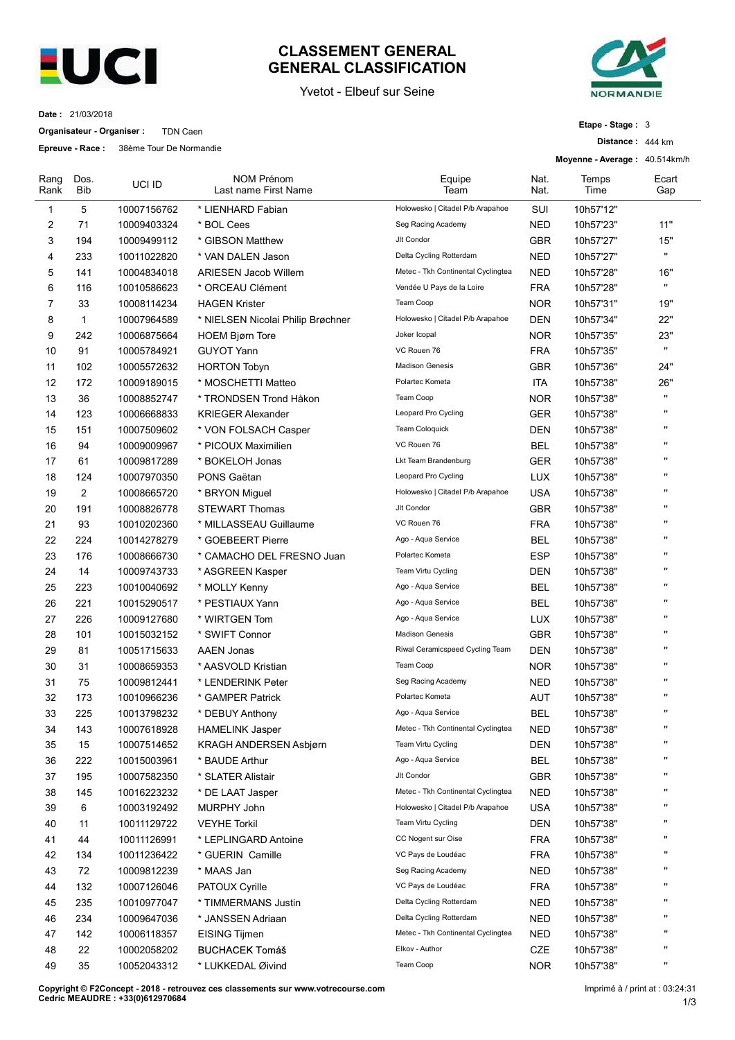# CLASSEMENT GENERAL
# GENERAL CLASSIFICATION

Yvetot - Elbeuf sur Seine

**Date :** 21/03/2018

**Organisateur - Organiser :** TDN Caen

**Epreuve - Race :** 38ème Tour De Normandie

**Etape - Stage :** 3

**Distance :** 444 km

**Moyenne - Average :** 40.514km/h

| Rang Rank | Dos. Bib | UCI ID | NOM Prénom Last name First Name | Equipe Team | Nat. Nat. | Temps Time | Ecart Gap |
|---|---|---|---|---|---|---|---|
| 1 | 5 | 10007156762 | * LIENHARD Fabian | Holowesko \| Citadel P/b Arapahoe | SUI | 10h57'12" | |
| 2 | 71 | 10009403324 | * BOL Cees | Seg Racing Academy | NED | 10h57'23" | 11" |
| 3 | 194 | 10009499112 | * GIBSON Matthew | Jlt Condor | GBR | 10h57'27" | 15" |
| 4 | 233 | 10011022820 | * VAN DALEN Jason | Delta Cycling Rotterdam | NED | 10h57'27" | " |
| 5 | 141 | 10004834018 | ARIESEN Jacob Willem | Metec - Tkh Continental Cyclingtea | NED | 10h57'28" | 16" |
| 6 | 116 | 10010586623 | * ORCEAU Clément | Vendée U Pays de la Loire | FRA | 10h57'28" | " |
| 7 | 33 | 10008114234 | HAGEN Krister | Team Coop | NOR | 10h57'31" | 19" |
| 8 | 1 | 10007964589 | * NIELSEN Nicolai Philip Brøchner | Holowesko \| Citadel P/b Arapahoe | DEN | 10h57'34" | 22" |
| 9 | 242 | 10006875664 | HOEM Bjørn Tore | Joker Icopal | NOR | 10h57'35" | 23" |
| 10 | 91 | 10005784921 | GUYOT Yann | VC Rouen 76 | FRA | 10h57'35" | " |
| 11 | 102 | 10005572632 | HORTON Tobyn | Madison Genesis | GBR | 10h57'36" | 24" |
| 12 | 172 | 10009189015 | * MOSCHETTI Matteo | Polartec Kometa | ITA | 10h57'38" | 26" |
| 13 | 36 | 10008852747 | * TRONDSEN Trond Håkon | Team Coop | NOR | 10h57'38" | " |
| 14 | 123 | 10006668833 | KRIEGER Alexander | Leopard Pro Cycling | GER | 10h57'38" | " |
| 15 | 151 | 10007509602 | * VON FOLSACH Casper | Team Coloquick | DEN | 10h57'38" | " |
| 16 | 94 | 10009009967 | * PICOUX Maximilien | VC Rouen 76 | BEL | 10h57'38" | " |
| 17 | 61 | 10009817289 | * BOKELOH Jonas | Lkt Team Brandenburg | GER | 10h57'38" | " |
| 18 | 124 | 10007970350 | PONS Gaëtan | Leopard Pro Cycling | LUX | 10h57'38" | " |
| 19 | 2 | 10008665720 | * BRYON Miguel | Holowesko \| Citadel P/b Arapahoe | USA | 10h57'38" | " |
| 20 | 191 | 10008826778 | STEWART Thomas | Jlt Condor | GBR | 10h57'38" | " |
| 21 | 93 | 10010202360 | * MILLASSEAU Guillaume | VC Rouen 76 | FRA | 10h57'38" | " |
| 22 | 224 | 10014278279 | * GOEBEERT Pierre | Ago - Aqua Service | BEL | 10h57'38" | " |
| 23 | 176 | 10008666730 | * CAMACHO DEL FRESNO Juan | Polartec Kometa | ESP | 10h57'38" | " |
| 24 | 14 | 10009743733 | * ASGREEN Kasper | Team Virtu Cycling | DEN | 10h57'38" | " |
| 25 | 223 | 10010040692 | * MOLLY Kenny | Ago - Aqua Service | BEL | 10h57'38" | " |
| 26 | 221 | 10015290517 | * PESTIAUX Yann | Ago - Aqua Service | BEL | 10h57'38" | " |
| 27 | 226 | 10009127680 | * WIRTGEN Tom | Ago - Aqua Service | LUX | 10h57'38" | " |
| 28 | 101 | 10015032152 | * SWIFT Connor | Madison Genesis | GBR | 10h57'38" | " |
| 29 | 81 | 10051715633 | AAEN Jonas | Riwal Ceramicspeed Cycling Team | DEN | 10h57'38" | " |
| 30 | 31 | 10008659353 | * AASVOLD Kristian | Team Coop | NOR | 10h57'38" | " |
| 31 | 75 | 10009812441 | * LENDERINK Peter | Seg Racing Academy | NED | 10h57'38" | " |
| 32 | 173 | 10010966236 | * GAMPER Patrick | Polartec Kometa | AUT | 10h57'38" | " |
| 33 | 225 | 10013798232 | * DEBUY Anthony | Ago - Aqua Service | BEL | 10h57'38" | " |
| 34 | 143 | 10007618928 | HAMELINK Jasper | Metec - Tkh Continental Cyclingtea | NED | 10h57'38" | " |
| 35 | 15 | 10007514652 | KRAGH ANDERSEN Asbjørn | Team Virtu Cycling | DEN | 10h57'38" | " |
| 36 | 222 | 10015003961 | * BAUDE Arthur | Ago - Aqua Service | BEL | 10h57'38" | " |
| 37 | 195 | 10007582350 | * SLATER Alistair | Jlt Condor | GBR | 10h57'38" | " |
| 38 | 145 | 10016223232 | * DE LAAT Jasper | Metec - Tkh Continental Cyclingtea | NED | 10h57'38" | " |
| 39 | 6 | 10003192492 | MURPHY John | Holowesko \| Citadel P/b Arapahoe | USA | 10h57'38" | " |
| 40 | 11 | 10011129722 | VEYHE Torkil | Team Virtu Cycling | DEN | 10h57'38" | " |
| 41 | 44 | 10011126991 | * LEPLINGARD Antoine | CC Nogent sur Oise | FRA | 10h57'38" | " |
| 42 | 134 | 10011236422 | * GUERIN Camille | VC Pays de Loudéac | FRA | 10h57'38" | " |
| 43 | 72 | 10009812239 | * MAAS Jan | Seg Racing Academy | NED | 10h57'38" | " |
| 44 | 132 | 10007126046 | PATOUX Cyrille | VC Pays de Loudéac | FRA | 10h57'38" | " |
| 45 | 235 | 10010977047 | * TIMMERMANS Justin | Delta Cycling Rotterdam | NED | 10h57'38" | " |
| 46 | 234 | 10009647036 | * JANSSEN Adriaan | Delta Cycling Rotterdam | NED | 10h57'38" | " |
| 47 | 142 | 10006118357 | EISING Tijmen | Metec - Tkh Continental Cyclingtea | NED | 10h57'38" | " |
| 48 | 22 | 10002058202 | BUCHACEK Tomáš | Elkov - Author | CZE | 10h57'38" | " |
| 49 | 35 | 10052043312 | * LUKKEDAL Øivind | Team Coop | NOR | 10h57'38" | " |

**Copyright © F2Concept - 2018 - retrouvez ces classements sur www.votrecourse.com**
**Cedric MEAUDRE : +33(0)612970684**

Imprimé à / print at : 03:24:31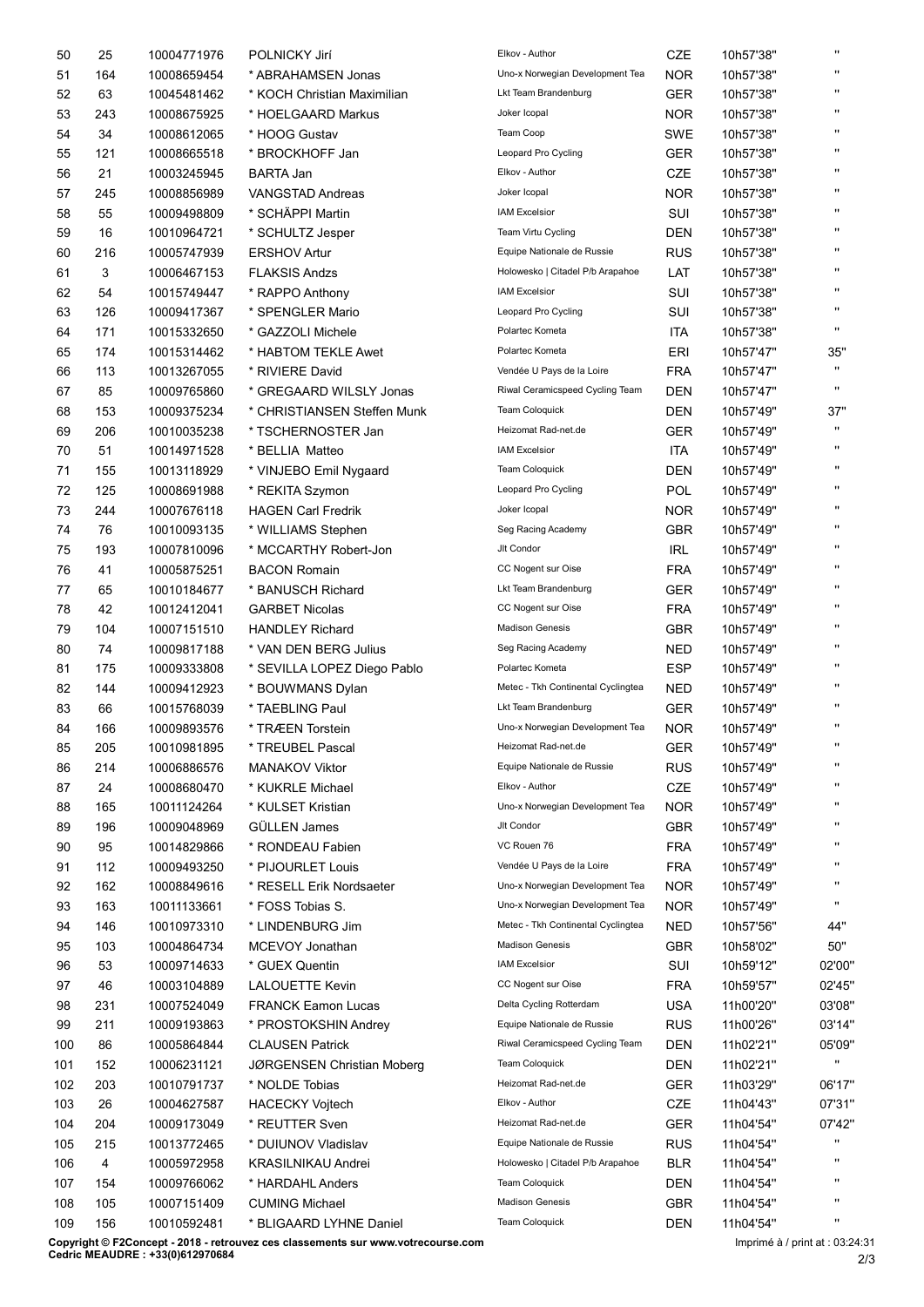| | | | | | | | |
|---|---|---|---|---|---|---|---|
| 50 | 25 | 10004771976 | POLNICKY Jirí | Elkov - Author | CZE | 10h57'38'' | '' |
| 51 | 164 | 10008659454 | * ABRAHAMSEN Jonas | Uno-x Norwegian Development Tea | NOR | 10h57'38'' | '' |
| 52 | 63 | 10045481462 | * KOCH Christian Maximilian | Lkt Team Brandenburg | GER | 10h57'38'' | '' |
| 53 | 243 | 10008675925 | * HOELGAARD Markus | Joker Icopal | NOR | 10h57'38'' | '' |
| 54 | 34 | 10008612065 | * HOOG Gustav | Team Coop | SWE | 10h57'38'' | '' |
| 55 | 121 | 10008665518 | * BROCKHOFF Jan | Leopard Pro Cycling | GER | 10h57'38'' | '' |
| 56 | 21 | 10003245945 | BARTA Jan | Elkov - Author | CZE | 10h57'38'' | '' |
| 57 | 245 | 10008856989 | VANGSTAD Andreas | Joker Icopal | NOR | 10h57'38'' | '' |
| 58 | 55 | 10009498809 | * SCHÄPPI Martin | IAM Excelsior | SUI | 10h57'38'' | '' |
| 59 | 16 | 10010964721 | * SCHULTZ Jesper | Team Virtu Cycling | DEN | 10h57'38'' | '' |
| 60 | 216 | 10005747939 | ERSHOV Artur | Equipe Nationale de Russie | RUS | 10h57'38'' | '' |
| 61 | 3 | 10006467153 | FLAKSIS Andzs | Holowesko \| Citadel P/b Arapahoe | LAT | 10h57'38'' | '' |
| 62 | 54 | 10015749447 | * RAPPO Anthony | IAM Excelsior | SUI | 10h57'38'' | '' |
| 63 | 126 | 10009417367 | * SPENGLER Mario | Leopard Pro Cycling | SUI | 10h57'38'' | '' |
| 64 | 171 | 10015332650 | * GAZZOLI Michele | Polartec Kometa | ITA | 10h57'38'' | '' |
| 65 | 174 | 10015314462 | * HABTOM TEKLE Awet | Polartec Kometa | ERI | 10h57'47'' | 35'' |
| 66 | 113 | 10013267055 | * RIVIERE David | Vendée U Pays de la Loire | FRA | 10h57'47'' | '' |
| 67 | 85 | 10009765860 | * GREGAARD WILSLY Jonas | Riwal Ceramicspeed Cycling Team | DEN | 10h57'47'' | '' |
| 68 | 153 | 10009375234 | * CHRISTIANSEN Steffen Munk | Team Coloquick | DEN | 10h57'49'' | 37'' |
| 69 | 206 | 10010035238 | * TSCHERNOSTER Jan | Heizomat Rad-net.de | GER | 10h57'49'' | '' |
| 70 | 51 | 10014971528 | * BELLIA Matteo | IAM Excelsior | ITA | 10h57'49'' | '' |
| 71 | 155 | 10013118929 | * VINJEBO Emil Nygaard | Team Coloquick | DEN | 10h57'49'' | '' |
| 72 | 125 | 10008691988 | * REKITA Szymon | Leopard Pro Cycling | POL | 10h57'49'' | '' |
| 73 | 244 | 10007676118 | HAGEN Carl Fredrik | Joker Icopal | NOR | 10h57'49'' | '' |
| 74 | 76 | 10010093135 | * WILLIAMS Stephen | Seg Racing Academy | GBR | 10h57'49'' | '' |
| 75 | 193 | 10007810096 | * MCCARTHY Robert-Jon | Jlt Condor | IRL | 10h57'49'' | '' |
| 76 | 41 | 10005875251 | BACON Romain | CC Nogent sur Oise | FRA | 10h57'49'' | '' |
| 77 | 65 | 10010184677 | * BANUSCH Richard | Lkt Team Brandenburg | GER | 10h57'49'' | '' |
| 78 | 42 | 10012412041 | GARBET Nicolas | CC Nogent sur Oise | FRA | 10h57'49'' | '' |
| 79 | 104 | 10007151510 | HANDLEY Richard | Madison Genesis | GBR | 10h57'49'' | '' |
| 80 | 74 | 10009817188 | * VAN DEN BERG Julius | Seg Racing Academy | NED | 10h57'49'' | '' |
| 81 | 175 | 10009333808 | * SEVILLA LOPEZ Diego Pablo | Polartec Kometa | ESP | 10h57'49'' | '' |
| 82 | 144 | 10009412923 | * BOUWMANS Dylan | Metec - Tkh Continental Cyclingtea | NED | 10h57'49'' | '' |
| 83 | 66 | 10015768039 | * TAEBLING Paul | Lkt Team Brandenburg | GER | 10h57'49'' | '' |
| 84 | 166 | 10009893576 | * TRÆEN Torstein | Uno-x Norwegian Development Tea | NOR | 10h57'49'' | '' |
| 85 | 205 | 10010981895 | * TREUBEL Pascal | Heizomat Rad-net.de | GER | 10h57'49'' | '' |
| 86 | 214 | 10006886576 | MANAKOV Viktor | Equipe Nationale de Russie | RUS | 10h57'49'' | '' |
| 87 | 24 | 10008680470 | * KUKRLE Michael | Elkov - Author | CZE | 10h57'49'' | '' |
| 88 | 165 | 10011124264 | * KULSET Kristian | Uno-x Norwegian Development Tea | NOR | 10h57'49'' | '' |
| 89 | 196 | 10009048969 | GÜLLEN James | Jlt Condor | GBR | 10h57'49'' | '' |
| 90 | 95 | 10014829866 | * RONDEAU Fabien | VC Rouen 76 | FRA | 10h57'49'' | '' |
| 91 | 112 | 10009493250 | * PIJOURLET Louis | Vendée U Pays de la Loire | FRA | 10h57'49'' | '' |
| 92 | 162 | 10008849616 | * RESELL Erik Nordsaeter | Uno-x Norwegian Development Tea | NOR | 10h57'49'' | '' |
| 93 | 163 | 10011133661 | * FOSS Tobias S. | Uno-x Norwegian Development Tea | NOR | 10h57'49'' | '' |
| 94 | 146 | 10010973310 | * LINDENBURG Jim | Metec - Tkh Continental Cyclingtea | NED | 10h57'56'' | 44'' |
| 95 | 103 | 10004864734 | MCEVOY Jonathan | Madison Genesis | GBR | 10h58'02'' | 50'' |
| 96 | 53 | 10009714633 | * GUEX Quentin | IAM Excelsior | SUI | 10h59'12'' | 02'00'' |
| 97 | 46 | 10003104889 | LALOUETTE Kevin | CC Nogent sur Oise | FRA | 10h59'57'' | 02'45'' |
| 98 | 231 | 10007524049 | FRANCK Eamon Lucas | Delta Cycling Rotterdam | USA | 11h00'20'' | 03'08'' |
| 99 | 211 | 10009193863 | * PROSTOKSHIN Andrey | Equipe Nationale de Russie | RUS | 11h00'26'' | 03'14'' |
| 100 | 86 | 10005864844 | CLAUSEN Patrick | Riwal Ceramicspeed Cycling Team | DEN | 11h02'21'' | 05'09'' |
| 101 | 152 | 10006231121 | JØRGENSEN Christian Moberg | Team Coloquick | DEN | 11h02'21'' | '' |
| 102 | 203 | 10010791737 | * NOLDE Tobias | Heizomat Rad-net.de | GER | 11h03'29'' | 06'17'' |
| 103 | 26 | 10004627587 | HACECKY Vojtech | Elkov - Author | CZE | 11h04'43'' | 07'31'' |
| 104 | 204 | 10009173049 | * REUTTER Sven | Heizomat Rad-net.de | GER | 11h04'54'' | 07'42'' |
| 105 | 215 | 10013772465 | * DUIUNOV Vladislav | Equipe Nationale de Russie | RUS | 11h04'54'' | '' |
| 106 | 4 | 10005972958 | KRASILNIKAU Andrei | Holowesko \| Citadel P/b Arapahoe | BLR | 11h04'54'' | '' |
| 107 | 154 | 10009766062 | * HARDAHL Anders | Team Coloquick | DEN | 11h04'54'' | '' |
| 108 | 105 | 10007151409 | CUMING Michael | Madison Genesis | GBR | 11h04'54'' | '' |
| 109 | 156 | 10010592481 | * BLIGAARD LYHNE Daniel | Team Coloquick | DEN | 11h04'54'' | '' |

Copyright © F2Concept - 2018 - retrouvez ces classements sur www.votrecourse.com
Cedric MEAUDRE : +33(0)612970684

Imprimé à / print at : 03:24:31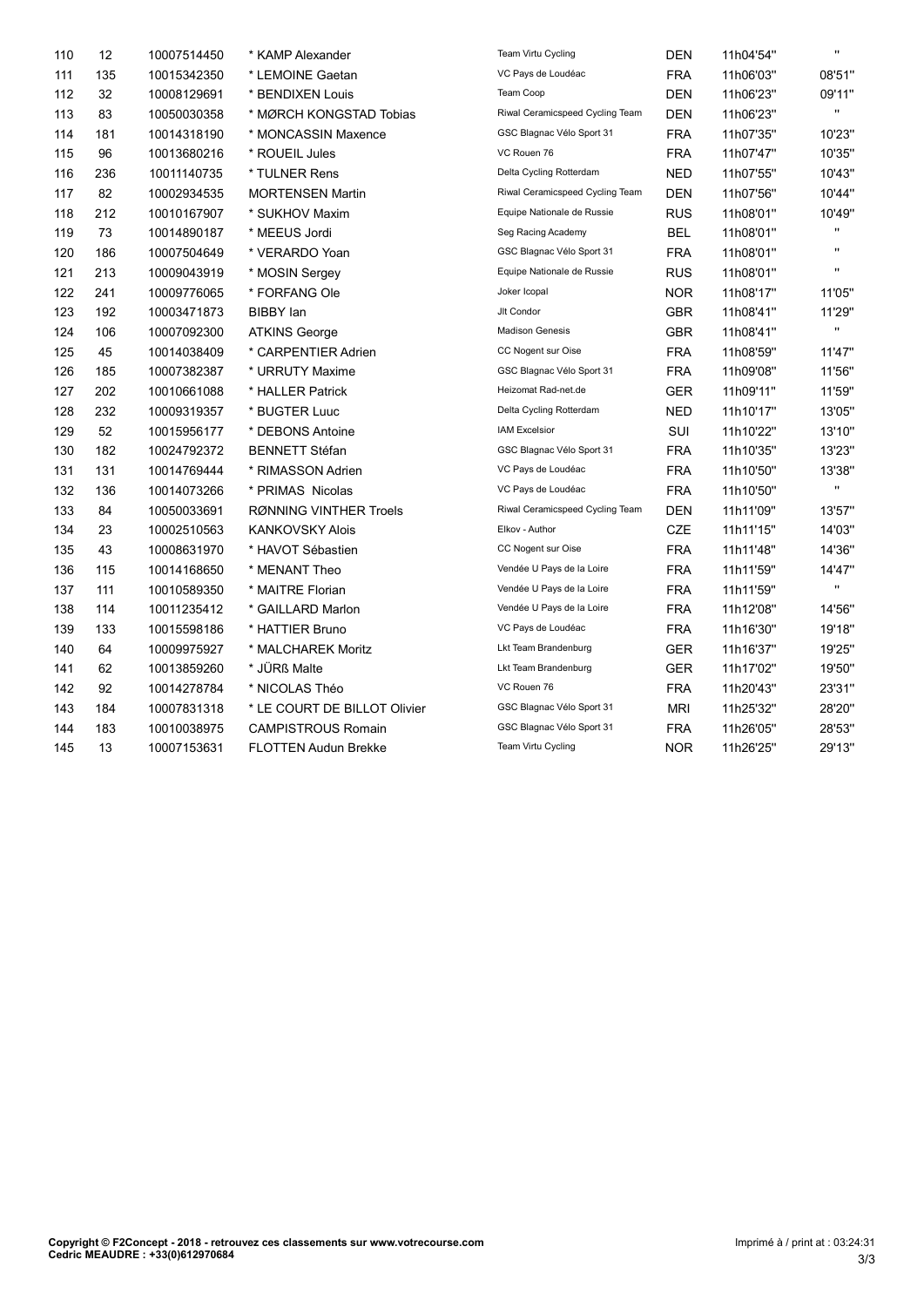| | | | | | | | |
|---|---|---|---|---|---|---|---|
| 110 | 12 | 10007514450 | * KAMP Alexander | Team Virtu Cycling | DEN | 11h04'54'' | '' |
| 111 | 135 | 10015342350 | * LEMOINE Gaetan | VC Pays de Loudéac | FRA | 11h06'03'' | 08'51'' |
| 112 | 32 | 10008129691 | * BENDIXEN Louis | Team Coop | DEN | 11h06'23'' | 09'11'' |
| 113 | 83 | 10050030358 | * MØRCH KONGSTAD Tobias | Riwal Ceramicspeed Cycling Team | DEN | 11h06'23'' | '' |
| 114 | 181 | 10014318190 | * MONCASSIN Maxence | GSC Blagnac Vélo Sport 31 | FRA | 11h07'35'' | 10'23'' |
| 115 | 96 | 10013680216 | * ROUEIL Jules | VC Rouen 76 | FRA | 11h07'47'' | 10'35'' |
| 116 | 236 | 10011140735 | * TULNER Rens | Delta Cycling Rotterdam | NED | 11h07'55'' | 10'43'' |
| 117 | 82 | 10002934535 | MORTENSEN Martin | Riwal Ceramicspeed Cycling Team | DEN | 11h07'56'' | 10'44'' |
| 118 | 212 | 10010167907 | * SUKHOV Maxim | Equipe Nationale de Russie | RUS | 11h08'01'' | 10'49'' |
| 119 | 73 | 10014890187 | * MEEUS Jordi | Seg Racing Academy | BEL | 11h08'01'' | '' |
| 120 | 186 | 10007504649 | * VERARDO Yoan | GSC Blagnac Vélo Sport 31 | FRA | 11h08'01'' | '' |
| 121 | 213 | 10009043919 | * MOSIN Sergey | Equipe Nationale de Russie | RUS | 11h08'01'' | '' |
| 122 | 241 | 10009776065 | * FORFANG Ole | Joker Icopal | NOR | 11h08'17'' | 11'05'' |
| 123 | 192 | 10003471873 | BIBBY Ian | Jlt Condor | GBR | 11h08'41'' | 11'29'' |
| 124 | 106 | 10007092300 | ATKINS George | Madison Genesis | GBR | 11h08'41'' | '' |
| 125 | 45 | 10014038409 | * CARPENTIER Adrien | CC Nogent sur Oise | FRA | 11h08'59'' | 11'47'' |
| 126 | 185 | 10007382387 | * URRUTY Maxime | GSC Blagnac Vélo Sport 31 | FRA | 11h09'08'' | 11'56'' |
| 127 | 202 | 10010661088 | * HALLER Patrick | Heizomat Rad-net.de | GER | 11h09'11'' | 11'59'' |
| 128 | 232 | 10009319357 | * BUGTER Luuc | Delta Cycling Rotterdam | NED | 11h10'17'' | 13'05'' |
| 129 | 52 | 10015956177 | * DEBONS Antoine | IAM Excelsior | SUI | 11h10'22'' | 13'10'' |
| 130 | 182 | 10024792372 | BENNETT Stéfan | GSC Blagnac Vélo Sport 31 | FRA | 11h10'35'' | 13'23'' |
| 131 | 131 | 10014769444 | * RIMASSON Adrien | VC Pays de Loudéac | FRA | 11h10'50'' | 13'38'' |
| 132 | 136 | 10014073266 | * PRIMAS Nicolas | VC Pays de Loudéac | FRA | 11h10'50'' | '' |
| 133 | 84 | 10050033691 | RØNNING VINTHER Troels | Riwal Ceramicspeed Cycling Team | DEN | 11h11'09'' | 13'57'' |
| 134 | 23 | 10002510563 | KANKOVSKY Alois | Elkov - Author | CZE | 11h11'15'' | 14'03'' |
| 135 | 43 | 10008631970 | * HAVOT Sébastien | CC Nogent sur Oise | FRA | 11h11'48'' | 14'36'' |
| 136 | 115 | 10014168650 | * MENANT Theo | Vendée U Pays de la Loire | FRA | 11h11'59'' | 14'47'' |
| 137 | 111 | 10010589350 | * MAITRE Florian | Vendée U Pays de la Loire | FRA | 11h11'59'' | '' |
| 138 | 114 | 10011235412 | * GAILLARD Marlon | Vendée U Pays de la Loire | FRA | 11h12'08'' | 14'56'' |
| 139 | 133 | 10015598186 | * HATTIER Bruno | VC Pays de Loudéac | FRA | 11h16'30'' | 19'18'' |
| 140 | 64 | 10009975927 | * MALCHAREK Moritz | Lkt Team Brandenburg | GER | 11h16'37'' | 19'25'' |
| 141 | 62 | 10013859260 | * JÜRß Malte | Lkt Team Brandenburg | GER | 11h17'02'' | 19'50'' |
| 142 | 92 | 10014278784 | * NICOLAS Théo | VC Rouen 76 | FRA | 11h20'43'' | 23'31'' |
| 143 | 184 | 10007831318 | * LE COURT DE BILLOT Olivier | GSC Blagnac Vélo Sport 31 | MRI | 11h25'32'' | 28'20'' |
| 144 | 183 | 10010038975 | CAMPISTROUS Romain | GSC Blagnac Vélo Sport 31 | FRA | 11h26'05'' | 28'53'' |
| 145 | 13 | 10007153631 | FLOTTEN Audun Brekke | Team Virtu Cycling | NOR | 11h26'25'' | 29'13'' |

**Copyright © F2Concept - 2018 - retrouvez ces classements sur www.votrecourse.com**
**Cedric MEAUDRE : +33(0)612970684**

Imprimé à / print at : 03:24:31